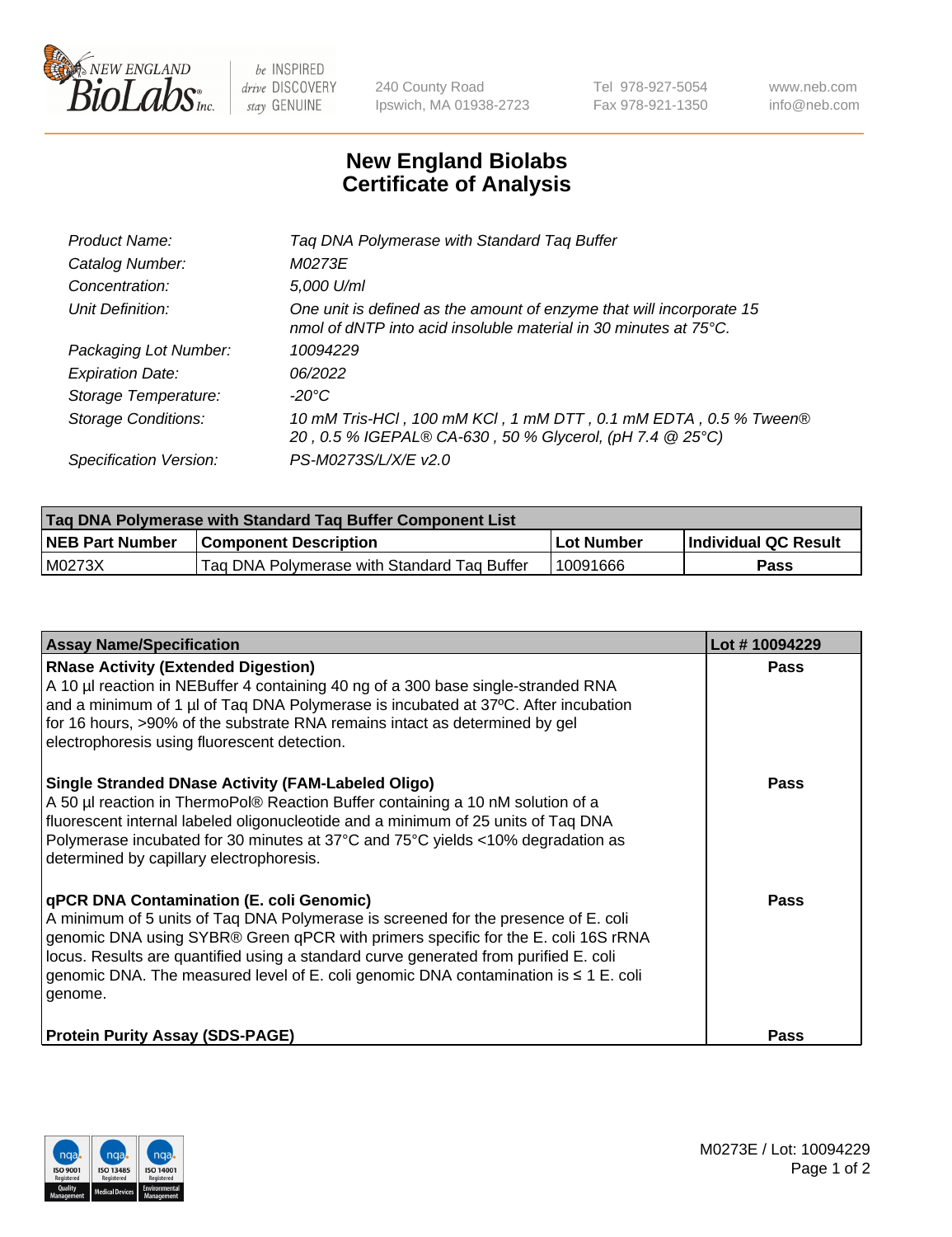# New England Biolabs Certificate of Analysis

| | |
|---|---|
| *Product Name:* | *Taq DNA Polymerase with Standard Taq Buffer* |
| *Catalog Number:* | *M0273E* |
| *Concentration:* | *5,000 U/ml* |
| *Unit Definition:* | *One unit is defined as the amount of enzyme that will incorporate 15 nmol of dNTP into acid insoluble material in 30 minutes at 75°C.* |
| *Packaging Lot Number:* | *10094229* |
| *Expiration Date:* | *06/2022* |
| *Storage Temperature:* | *-20°C* |
| *Storage Conditions:* | *10 mM Tris-HCl , 100 mM KCl , 1 mM DTT , 0.1 mM EDTA , 0.5 % Tween® 20 , 0.5 % IGEPAL® CA-630 , 50 % Glycerol, (pH 7.4 @ 25°C)* |
| *Specification Version:* | *PS-M0273S/L/X/E v2.0* |

| Taq DNA Polymerase with Standard Taq Buffer Component List | | | |
|---|---|---|---|
| **NEB Part Number** | **Component Description** | **Lot Number** | **Individual QC Result** |
| M0273X | Taq DNA Polymerase with Standard Taq Buffer | 10091666 | **Pass** |

| Assay Name/Specification | Lot # 10094229 |
|---|---|
| **RNase Activity (Extended Digestion)** A 10 µl reaction in NEBuffer 4 containing 40 ng of a 300 base single-stranded RNA and a minimum of 1 µl of Taq DNA Polymerase is incubated at 37ºC. After incubation for 16 hours, >90% of the substrate RNA remains intact as determined by gel electrophoresis using fluorescent detection. | **Pass** |
| **Single Stranded DNase Activity (FAM-Labeled Oligo)** A 50 µl reaction in ThermoPol® Reaction Buffer containing a 10 nM solution of a fluorescent internal labeled oligonucleotide and a minimum of 25 units of Taq DNA Polymerase incubated for 30 minutes at 37°C and 75°C yields <10% degradation as determined by capillary electrophoresis. | **Pass** |
| **qPCR DNA Contamination (E. coli Genomic)** A minimum of 5 units of Taq DNA Polymerase is screened for the presence of E. coli genomic DNA using SYBR® Green qPCR with primers specific for the E. coli 16S rRNA locus. Results are quantified using a standard curve generated from purified E. coli genomic DNA. The measured level of E. coli genomic DNA contamination is ≤ 1 E. coli genome. | **Pass** |
| **Protein Purity Assay (SDS-PAGE)** | **Pass** |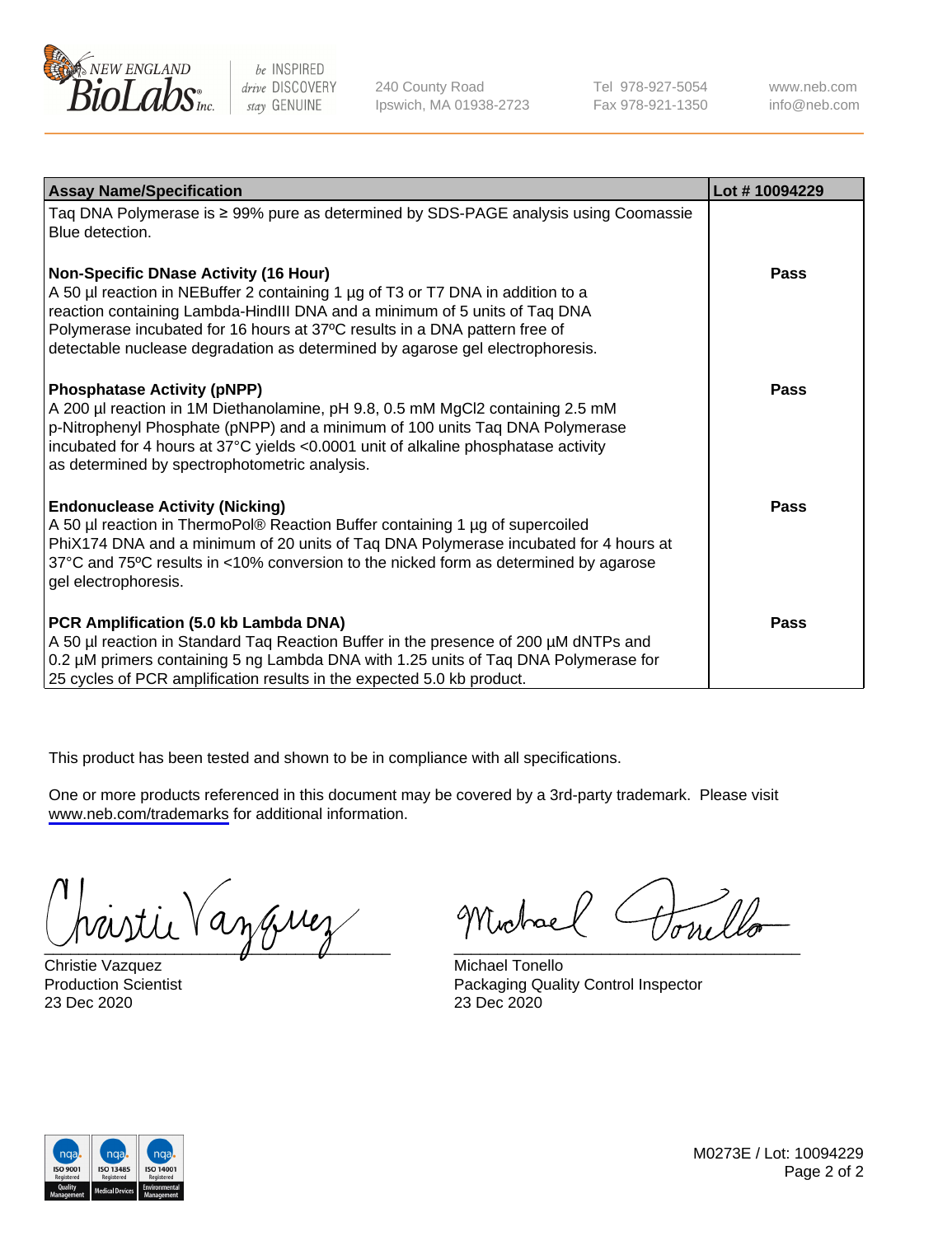| Assay Name/Specification | Lot # 10094229 |
|---|---|
| Taq DNA Polymerase is ≥ 99% pure as determined by SDS-PAGE analysis using Coomassie Blue detection. | |
| **Non-Specific DNase Activity (16 Hour)**<br>A 50 µl reaction in NEBuffer 2 containing 1 µg of T3 or T7 DNA in addition to a reaction containing Lambda-HindIII DNA and a minimum of 5 units of Taq DNA Polymerase incubated for 16 hours at 37ºC results in a DNA pattern free of detectable nuclease degradation as determined by agarose gel electrophoresis. | **Pass** |
| **Phosphatase Activity (pNPP)**<br>A 200 µl reaction in 1M Diethanolamine, pH 9.8, 0.5 mM $MgCl_2$ containing 2.5 mM p-Nitrophenyl Phosphate (pNPP) and a minimum of 100 units Taq DNA Polymerase incubated for 4 hours at 37°C yields <0.0001 unit of alkaline phosphatase activity as determined by spectrophotometric analysis. | **Pass** |
| **Endonuclease Activity (Nicking)**<br>A 50 µl reaction in ThermoPol® Reaction Buffer containing 1 µg of supercoiled PhiX174 DNA and a minimum of 20 units of Taq DNA Polymerase incubated for 4 hours at 37°C and 75ºC results in <10% conversion to the nicked form as determined by agarose gel electrophoresis. | **Pass** |
| **PCR Amplification (5.0 kb Lambda DNA)**<br>A 50 µl reaction in Standard Taq Reaction Buffer in the presence of 200 µM dNTPs and 0.2 µM primers containing 5 ng Lambda DNA with 1.25 units of Taq DNA Polymerase for 25 cycles of PCR amplification results in the expected 5.0 kb product. | **Pass** |

This product has been tested and shown to be in compliance with all specifications.

One or more products referenced in this document may be covered by a 3rd-party trademark. Please visit www.neb.com/trademarks for additional information.

Christie Vazquez
Production Scientist
23 Dec 2020

Michael Tonello
Packaging Quality Control Inspector
23 Dec 2020

M0273E / Lot: 10094229